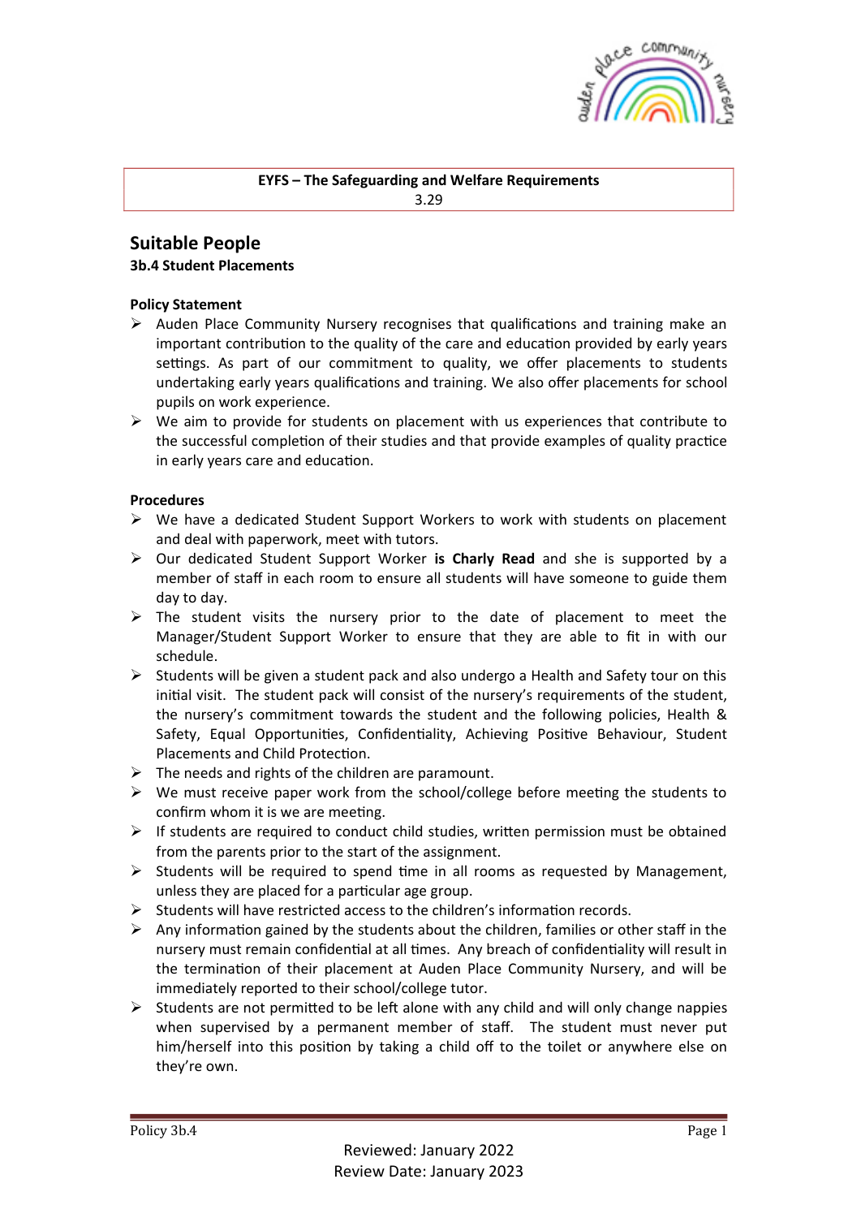**EYFS – The Safeguarding and Welfare Requirements**
3.29

## Suitable People

**3b.4 Student Placements**

**Policy Statement**

- Auden Place Community Nursery recognises that qualifications and training make an important contribution to the quality of the care and education provided by early years settings. As part of our commitment to quality, we offer placements to students undertaking early years qualifications and training. We also offer placements for school pupils on work experience.
- We aim to provide for students on placement with us experiences that contribute to the successful completion of their studies and that provide examples of quality practice in early years care and education.

**Procedures**

- We have a dedicated Student Support Workers to work with students on placement and deal with paperwork, meet with tutors.
- Our dedicated Student Support Worker **is Charly Read** and she is supported by a member of staff in each room to ensure all students will have someone to guide them day to day.
- The student visits the nursery prior to the date of placement to meet the Manager/Student Support Worker to ensure that they are able to fit in with our schedule.
- Students will be given a student pack and also undergo a Health and Safety tour on this initial visit. The student pack will consist of the nursery's requirements of the student, the nursery's commitment towards the student and the following policies, Health & Safety, Equal Opportunities, Confidentiality, Achieving Positive Behaviour, Student Placements and Child Protection.
- The needs and rights of the children are paramount.
- We must receive paper work from the school/college before meeting the students to confirm whom it is we are meeting.
- If students are required to conduct child studies, written permission must be obtained from the parents prior to the start of the assignment.
- Students will be required to spend time in all rooms as requested by Management, unless they are placed for a particular age group.
- Students will have restricted access to the children's information records.
- Any information gained by the students about the children, families or other staff in the nursery must remain confidential at all times. Any breach of confidentiality will result in the termination of their placement at Auden Place Community Nursery, and will be immediately reported to their school/college tutor.
- Students are not permitted to be left alone with any child and will only change nappies when supervised by a permanent member of staff. The student must never put him/herself into this position by taking a child off to the toilet or anywhere else on they're own.

Reviewed: January 2022
Review Date: January 2023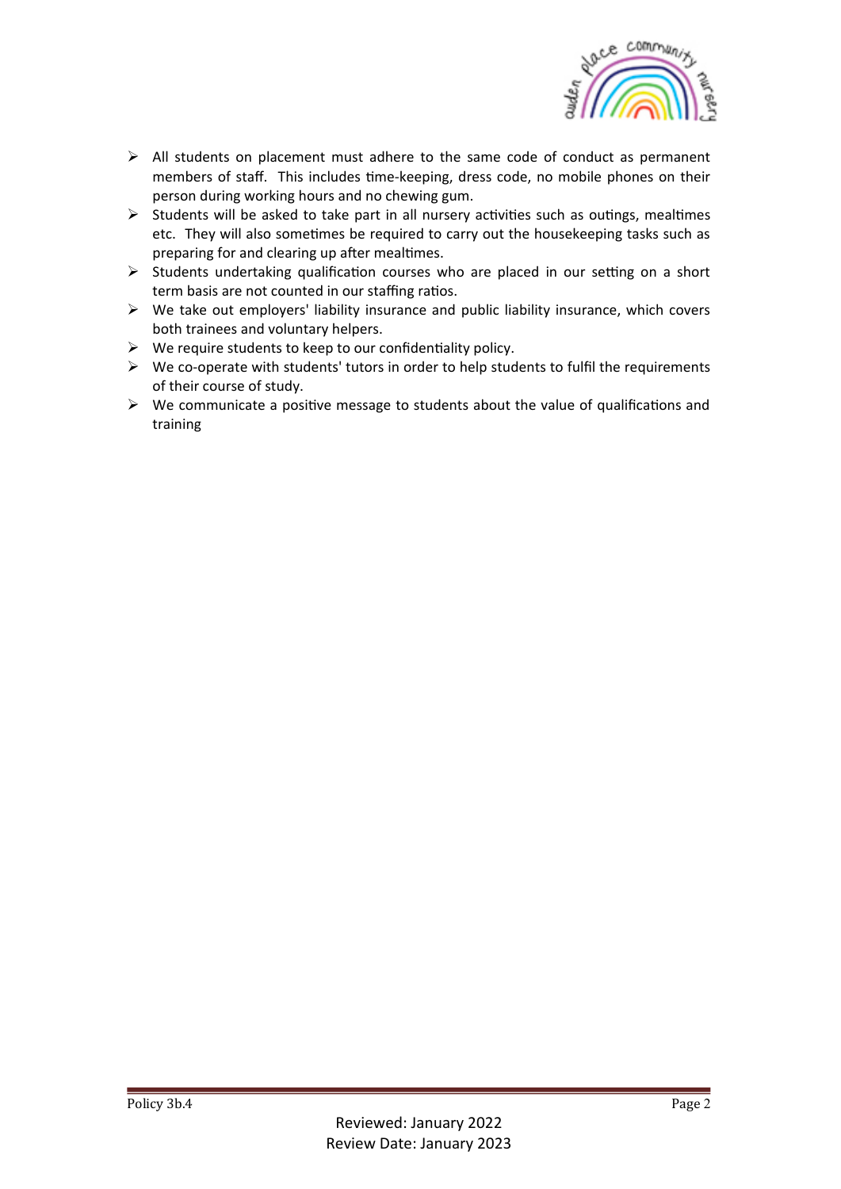- All students on placement must adhere to the same code of conduct as permanent members of staff. This includes time-keeping, dress code, no mobile phones on their person during working hours and no chewing gum.
- Students will be asked to take part in all nursery activities such as outings, mealtimes etc. They will also sometimes be required to carry out the housekeeping tasks such as preparing for and clearing up after mealtimes.
- Students undertaking qualification courses who are placed in our setting on a short term basis are not counted in our staffing ratios.
- We take out employers' liability insurance and public liability insurance, which covers both trainees and voluntary helpers.
- We require students to keep to our confidentiality policy.
- We co-operate with students' tutors in order to help students to fulfil the requirements of their course of study.
- We communicate a positive message to students about the value of qualifications and training

Reviewed: January 2022
Review Date: January 2023